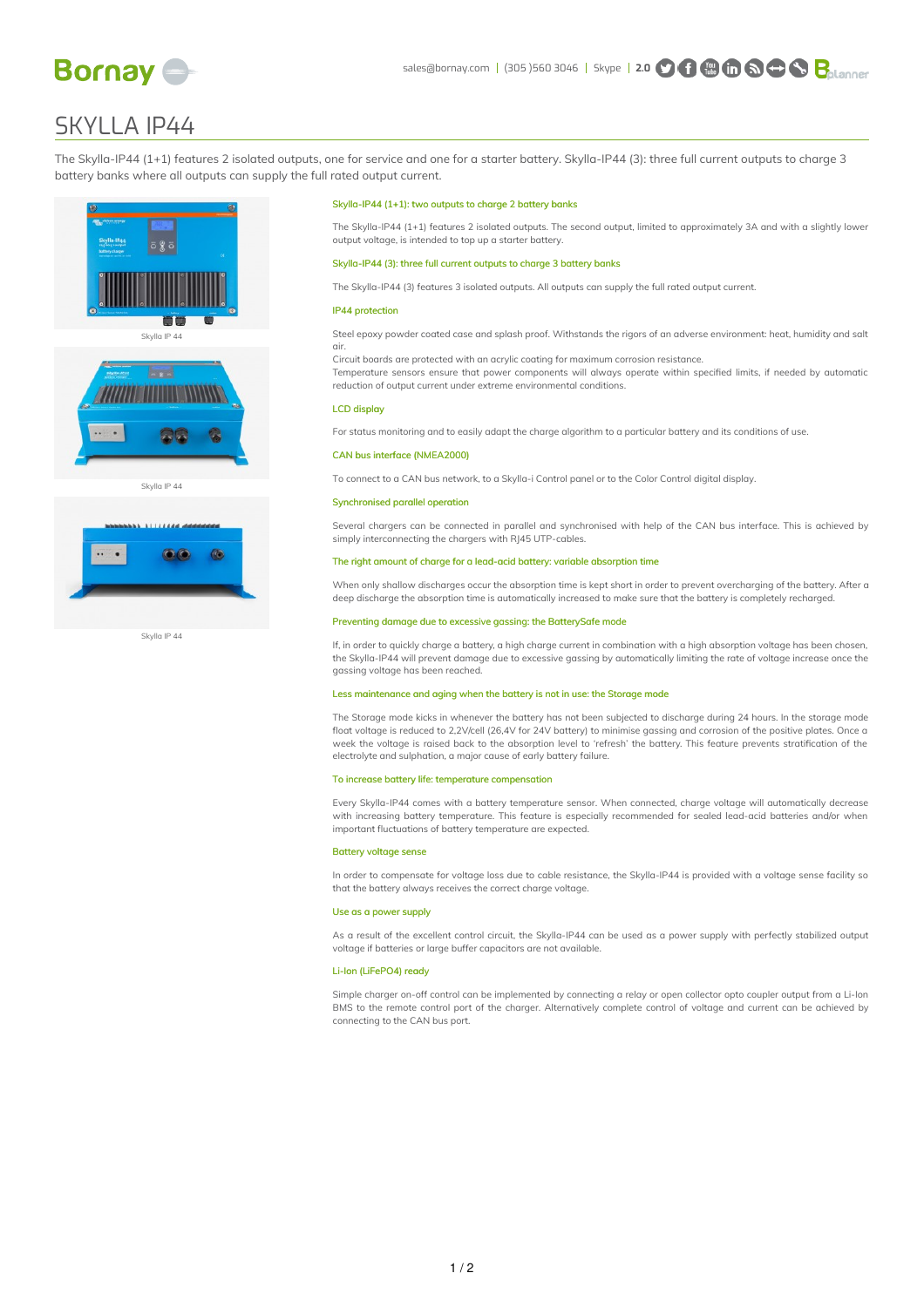# SKYLLA IP44

The Skylla-IP44 (1+1) features 2 isolated outputs, one for service and one for a starter battery. Skylla-IP44 (3): three full current outputs to charge 3 battery banks where all outputs can supply the full rated output current.

Skylla IP 44

Skylla IP 44

Skylla IP 44

### Skylla-IP44 (1+1): two outputs to charge 2 battery banks

The Skylla-IP44 (1+1) features 2 isolated outputs. The second output, limited to approximately 3A and with a slightly lower output voltage, is intended to top up a starter battery.

### Skylla-IP44 (3): three full current outputs to charge 3 battery banks

The Skylla-IP44 (3) features 3 isolated outputs. All outputs can supply the full rated output current.

### IP44 protection

Steel epoxy powder coated case and splash proof. Withstands the rigors of an adverse environment: heat, humidity and salt air.
Circuit boards are protected with an acrylic coating for maximum corrosion resistance.
Temperature sensors ensure that power components will always operate within specified limits, if needed by automatic reduction of output current under extreme environmental conditions.

### LCD display

For status monitoring and to easily adapt the charge algorithm to a particular battery and its conditions of use.

### CAN bus interface (NMEA2000)

To connect to a CAN bus network, to a Skylla-i Control panel or to the Color Control digital display.

### Synchronised parallel operation

Several chargers can be connected in parallel and synchronised with help of the CAN bus interface. This is achieved by simply interconnecting the chargers with RJ45 UTP-cables.

### The right amount of charge for a lead-acid battery: variable absorption time

When only shallow discharges occur the absorption time is kept short in order to prevent overcharging of the battery. After a deep discharge the absorption time is automatically increased to make sure that the battery is completely recharged.

### Preventing damage due to excessive gassing: the BatterySafe mode

If, in order to quickly charge a battery, a high charge current in combination with a high absorption voltage has been chosen, the Skylla-IP44 will prevent damage due to excessive gassing by automatically limiting the rate of voltage increase once the gassing voltage has been reached.

### Less maintenance and aging when the battery is not in use: the Storage mode

The Storage mode kicks in whenever the battery has not been subjected to discharge during 24 hours. In the storage mode float voltage is reduced to 2,2V/cell (26,4V for 24V battery) to minimise gassing and corrosion of the positive plates. Once a week the voltage is raised back to the absorption level to 'refresh' the battery. This feature prevents stratification of the electrolyte and sulphation, a major cause of early battery failure.

### To increase battery life: temperature compensation

Every Skylla-IP44 comes with a battery temperature sensor. When connected, charge voltage will automatically decrease with increasing battery temperature. This feature is especially recommended for sealed lead-acid batteries and/or when important fluctuations of battery temperature are expected.

### Battery voltage sense

In order to compensate for voltage loss due to cable resistance, the Skylla-IP44 is provided with a voltage sense facility so that the battery always receives the correct charge voltage.

### Use as a power supply

As a result of the excellent control circuit, the Skylla-IP44 can be used as a power supply with perfectly stabilized output voltage if batteries or large buffer capacitors are not available.

### Li-Ion (LiFePO4) ready

Simple charger on-off control can be implemented by connecting a relay or open collector opto coupler output from a Li-Ion BMS to the remote control port of the charger. Alternatively complete control of voltage and current can be achieved by connecting to the CAN bus port.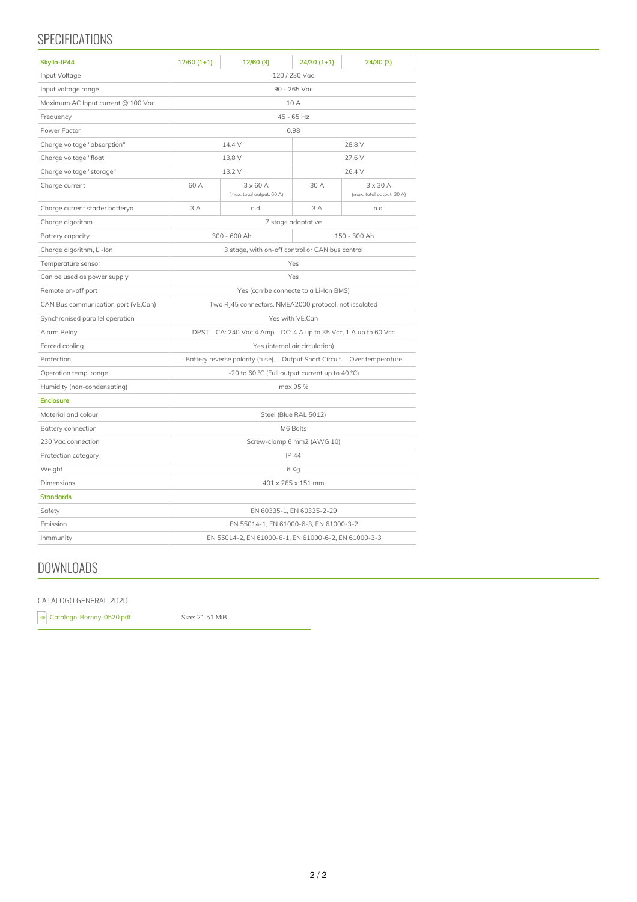## SPECIFICATIONS

| Skylla-IP44 | 12/60 (1+1) | 12/60 (3) | 24/30 (1+1) | 24/30 (3) |
|---|---|---|---|---|
| Input Voltage | 120 / 230 Vac | | | |
| Input voltage range | 90 - 265 Vac | | | |
| Maximum AC Input current @ 100 Vac | 10 A | | | |
| Frequency | 45 - 65 Hz | | | |
| Power Factor | 0,98 | | | |
| Charge voltage "absorption" | 14,4 V | | 28,8 V | |
| Charge voltage "float" | 13,8 V | | 27,6 V | |
| Charge voltage "storage" | 13,2 V | | 26,4 V | |
| Charge current | 60 A | 3 x 60 A (max. total output: 60 A) | 30 A | 3 x 30 A (max. total output: 30 A) |
| Charge current starter batterya | 3 A | n.d. | 3 A | n.d. |
| Charge algorithm | 7 stage adaptative | | | |
| Battery capacity | 300 - 600 Ah | | 150 - 300 Ah | |
| Charge algorithm, Li-Ion | 3 stage, with on-off control or CAN bus control | | | |
| Temperature sensor | Yes | | | |
| Can be used as power supply | Yes | | | |
| Remote on-off port | Yes (can be connecte to a Li-Ion BMS) | | | |
| CAN Bus communication port (VE.Can) | Two RJ45 connectors, NMEA2000 protocol, not isolated | | | |
| Synchronised parallel operation | Yes with VE.Can | | | |
| Alarm Relay | DPST. CA: 240 Vac 4 Amp. DC: 4 A up to 35 Vcc, 1 A up to 60 Vcc | | | |
| Forced cooling | Yes (internal air circulation) | | | |
| Protection | Battery reverse polarity (fuse). Output Short Circuit. Over temperature | | | |
| Operation temp. range | -20 to 60 °C (Full output current up to 40 °C) | | | |
| Humidity (non-condensating) | max 95 % | | | |
| **Enclosure** | | | | |
| Material and colour | Steel (Blue RAL 5012) | | | |
| Battery connection | M6 Bolts | | | |
| 230 Vac connection | Screw-clamp 6 mm2 (AWG 10) | | | |
| Protection category | IP 44 | | | |
| Weight | 6 Kg | | | |
| Dimensions | 401 x 265 x 151 mm | | | |
| **Standards** | | | | |
| Safety | EN 60335-1, EN 60335-2-29 | | | |
| Emission | EN 55014-1, EN 61000-6-3, EN 61000-3-2 | | | |
| Inmmunity | EN 55014-2, EN 61000-6-1, EN 61000-6-2, EN 61000-3-3 | | | |

## DOWNLOADS

CATÁLOGO GENERAL 2020

Catalogo-Bornay-0520.pdf Size: 21.51 MiB